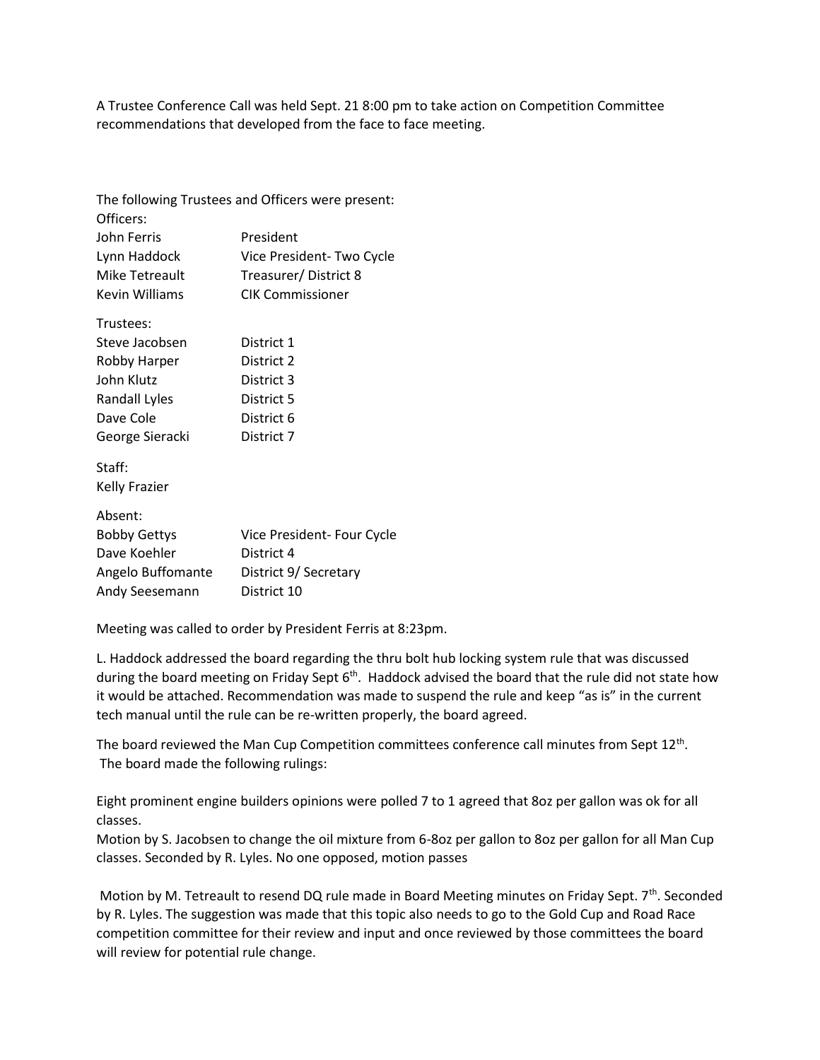A Trustee Conference Call was held Sept. 21 8:00 pm to take action on Competition Committee recommendations that developed from the face to face meeting.

The following Trustees and Officers were present:

Officers:

| | |
|---|---|
| John Ferris | President |
| Lynn Haddock | Vice President- Two Cycle |
| Mike Tetreault | Treasurer/ District 8 |
| Kevin Williams | CIK Commissioner |

Trustees:

| | |
|---|---|
| Steve Jacobsen | District 1 |
| Robby Harper | District 2 |
| John Klutz | District 3 |
| Randall Lyles | District 5 |
| Dave Cole | District 6 |
| George Sieracki | District 7 |

Staff:
Kelly Frazier

Absent:

| | |
|---|---|
| Bobby Gettys | Vice President- Four Cycle |
| Dave Koehler | District 4 |
| Angelo Buffomante | District 9/ Secretary |
| Andy Seesemann | District 10 |

Meeting was called to order by President Ferris at 8:23pm.

L. Haddock addressed the board regarding the thru bolt hub locking system rule that was discussed during the board meeting on Friday Sept 6th. Haddock advised the board that the rule did not state how it would be attached. Recommendation was made to suspend the rule and keep "as is" in the current tech manual until the rule can be re-written properly, the board agreed.

The board reviewed the Man Cup Competition committees conference call minutes from Sept 12th. The board made the following rulings:

Eight prominent engine builders opinions were polled 7 to 1 agreed that 8oz per gallon was ok for all classes.
Motion by S. Jacobsen to change the oil mixture from 6-8oz per gallon to 8oz per gallon for all Man Cup classes. Seconded by R. Lyles. No one opposed, motion passes

Motion by M. Tetreault to resend DQ rule made in Board Meeting minutes on Friday Sept. 7th. Seconded by R. Lyles. The suggestion was made that this topic also needs to go to the Gold Cup and Road Race competition committee for their review and input and once reviewed by those committees the board will review for potential rule change.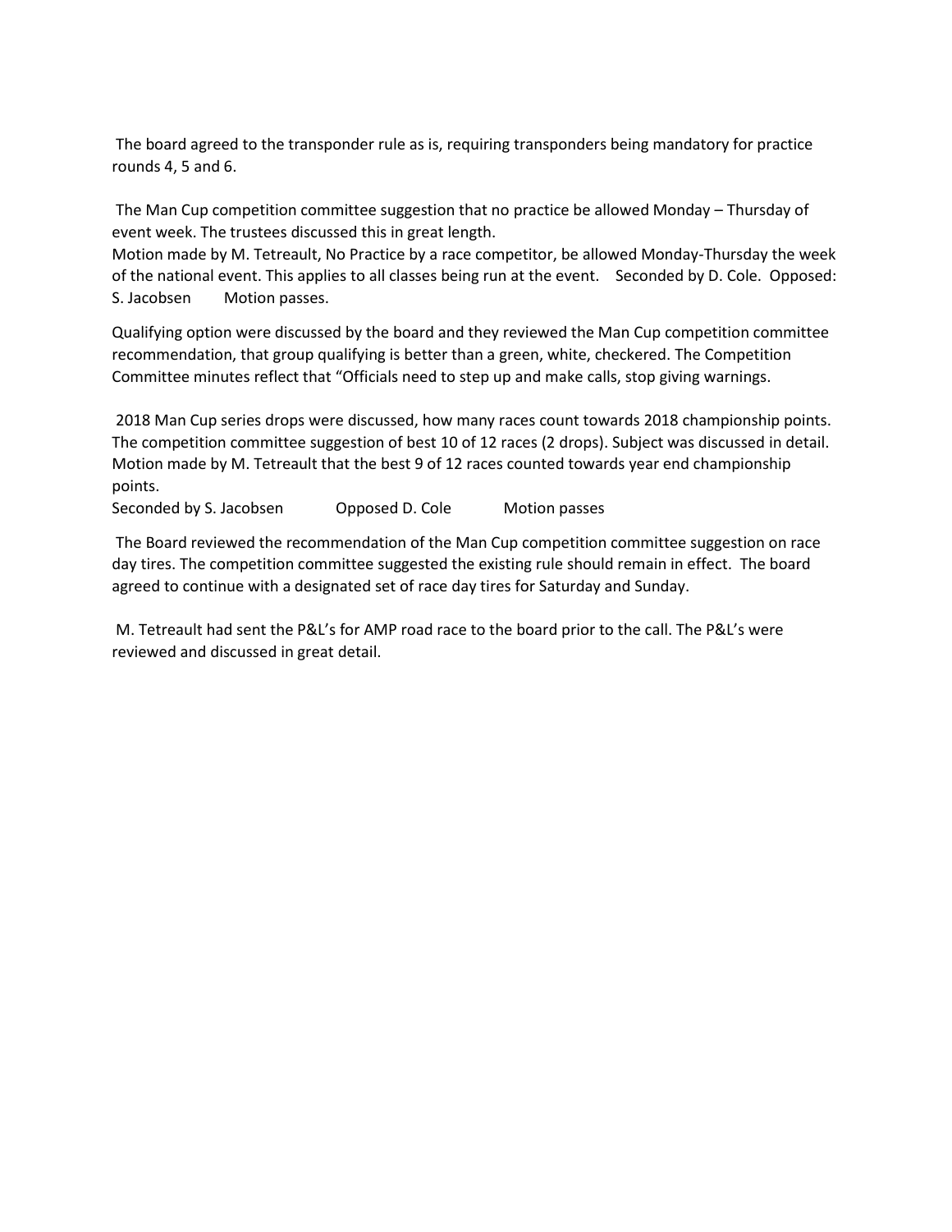The board agreed to the transponder rule as is, requiring transponders being mandatory for practice rounds 4, 5 and 6.

The Man Cup competition committee suggestion that no practice be allowed Monday – Thursday of event week. The trustees discussed this in great length.
Motion made by M. Tetreault, No Practice by a race competitor, be allowed Monday-Thursday the week of the national event. This applies to all classes being run at the event. Seconded by D. Cole. Opposed: S. Jacobsen Motion passes.

Qualifying option were discussed by the board and they reviewed the Man Cup competition committee recommendation, that group qualifying is better than a green, white, checkered. The Competition Committee minutes reflect that "Officials need to step up and make calls, stop giving warnings.

2018 Man Cup series drops were discussed, how many races count towards 2018 championship points. The competition committee suggestion of best 10 of 12 races (2 drops). Subject was discussed in detail. Motion made by M. Tetreault that the best 9 of 12 races counted towards year end championship points.
Seconded by S. Jacobsen Opposed D. Cole Motion passes

The Board reviewed the recommendation of the Man Cup competition committee suggestion on race day tires. The competition committee suggested the existing rule should remain in effect. The board agreed to continue with a designated set of race day tires for Saturday and Sunday.

M. Tetreault had sent the P&L's for AMP road race to the board prior to the call. The P&L's were reviewed and discussed in great detail.